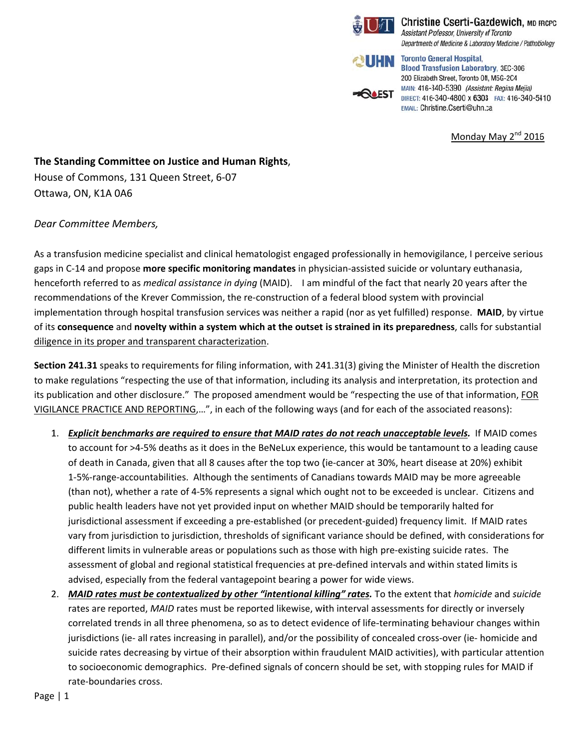Christine Cserti-Gazdewich, MD FRCPC
*Assistant Pofessor, University of Toronto*
*Departments of Medicine & Laboratory Medicine / Pathobiology*

**Toronto General Hospital,**
**Blood Transfusion Laboratory**, 3EC-306
200 Elizabeth Street, Toronto ON, M5G-2C4
MAIN: 416-340-5390 *(Assistant: Regina Mejia)*
DIRECT: 416-340-4800 x 6303 FAX: 416-340-5410
EMAIL: Christine.Cserti@uhn.ca

Monday May 2nd 2016

**The Standing Committee on Justice and Human Rights**,
House of Commons, 131 Queen Street, 6-07
Ottawa, ON, K1A 0A6

*Dear Committee Members,*

As a transfusion medicine specialist and clinical hematologist engaged professionally in hemovigilance, I perceive serious gaps in C-14 and propose **more specific monitoring mandates** in physician-assisted suicide or voluntary euthanasia, henceforth referred to as *medical assistance in dying* (MAID). I am mindful of the fact that nearly 20 years after the recommendations of the Krever Commission, the re-construction of a federal blood system with provincial implementation through hospital transfusion services was neither a rapid (nor as yet fulfilled) response. **MAID**, by virtue of its **consequence** and **novelty within a system which at the outset is strained in its preparedness**, calls for substantial diligence in its proper and transparent characterization.

**Section 241.31** speaks to requirements for filing information, with 241.31(3) giving the Minister of Health the discretion to make regulations "respecting the use of that information, including its analysis and interpretation, its protection and its publication and other disclosure." The proposed amendment would be "respecting the use of that information, FOR VIGILANCE PRACTICE AND REPORTING,…", in each of the following ways (and for each of the associated reasons):

1. ***Explicit benchmarks are required to ensure that MAID rates do not reach unacceptable levels.*** If MAID comes to account for >4-5% deaths as it does in the BeNeLux experience, this would be tantamount to a leading cause of death in Canada, given that all 8 causes after the top two (ie-cancer at 30%, heart disease at 20%) exhibit 1-5%-range-accountabilities. Although the sentiments of Canadians towards MAID may be more agreeable (than not), whether a rate of 4-5% represents a signal which ought not to be exceeded is unclear. Citizens and public health leaders have not yet provided input on whether MAID should be temporarily halted for jurisdictional assessment if exceeding a pre-established (or precedent-guided) frequency limit. If MAID rates vary from jurisdiction to jurisdiction, thresholds of significant variance should be defined, with considerations for different limits in vulnerable areas or populations such as those with high pre-existing suicide rates. The assessment of global and regional statistical frequencies at pre-defined intervals and within stated limits is advised, especially from the federal vantagepoint bearing a power for wide views.
2. ***MAID rates must be contextualized by other "intentional killing" rates.*** To the extent that *homicide* and *suicide* rates are reported, *MAID* rates must be reported likewise, with interval assessments for directly or inversely correlated trends in all three phenomena, so as to detect evidence of life-terminating behaviour changes within jurisdictions (ie- all rates increasing in parallel), and/or the possibility of concealed cross-over (ie- homicide and suicide rates decreasing by virtue of their absorption within fraudulent MAID activities), with particular attention to socioeconomic demographics. Pre-defined signals of concern should be set, with stopping rules for MAID if rate-boundaries cross.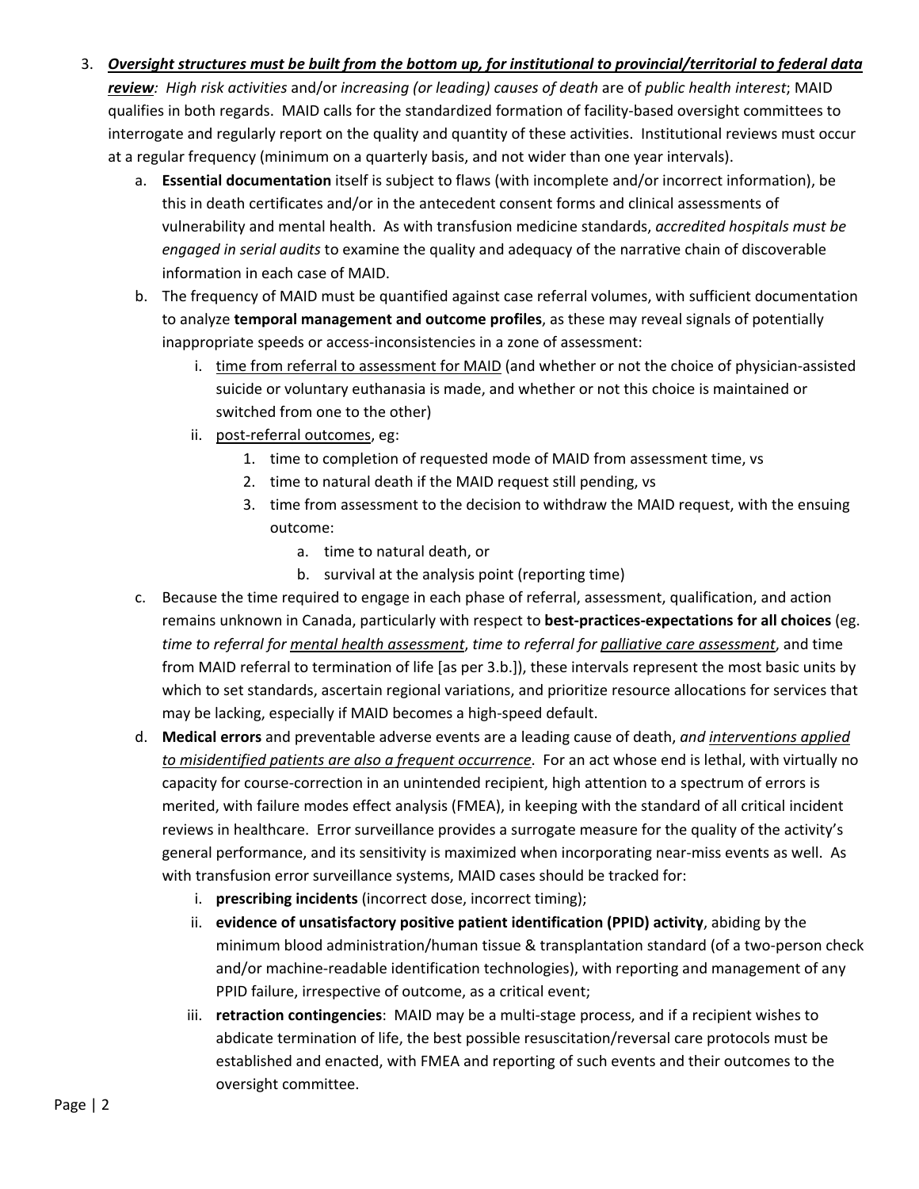3. ***Oversight structures must be built from the bottom up, for institutional to provincial/territorial to federal data review****: High risk activities* and/or *increasing (or leading) causes of death* are of *public health interest*; MAID qualifies in both regards. MAID calls for the standardized formation of facility-based oversight committees to interrogate and regularly report on the quality and quantity of these activities. Institutional reviews must occur at a regular frequency (minimum on a quarterly basis, and not wider than one year intervals).
   a. **Essential documentation** itself is subject to flaws (with incomplete and/or incorrect information), be this in death certificates and/or in the antecedent consent forms and clinical assessments of vulnerability and mental health. As with transfusion medicine standards, *accredited hospitals must be engaged in serial audits* to examine the quality and adequacy of the narrative chain of discoverable information in each case of MAID.
   b. The frequency of MAID must be quantified against case referral volumes, with sufficient documentation to analyze **temporal management and outcome profiles**, as these may reveal signals of potentially inappropriate speeds or access-inconsistencies in a zone of assessment:
      i. <u>time from referral to assessment for MAID</u> (and whether or not the choice of physician-assisted suicide or voluntary euthanasia is made, and whether or not this choice is maintained or switched from one to the other)
      ii. <u>post-referral outcomes</u>, eg:
         1. time to completion of requested mode of MAID from assessment time, vs
         2. time to natural death if the MAID request still pending, vs
         3. time from assessment to the decision to withdraw the MAID request, with the ensuing outcome:
            a. time to natural death, or
            b. survival at the analysis point (reporting time)
   c. Because the time required to engage in each phase of referral, assessment, qualification, and action remains unknown in Canada, particularly with respect to **best-practices-expectations for all choices** (eg. *time to referral for <u>mental health assessment</u>*, *time to referral for <u>palliative care assessment</u>*, and time from MAID referral to termination of life [as per 3.b.]), these intervals represent the most basic units by which to set standards, ascertain regional variations, and prioritize resource allocations for services that may be lacking, especially if MAID becomes a high-speed default.
   d. **Medical errors** and preventable adverse events are a leading cause of death, *and <u>interventions applied to misidentified patients are also a frequent occurrence</u>*. For an act whose end is lethal, with virtually no capacity for course-correction in an unintended recipient, high attention to a spectrum of errors is merited, with failure modes effect analysis (FMEA), in keeping with the standard of all critical incident reviews in healthcare. Error surveillance provides a surrogate measure for the quality of the activity's general performance, and its sensitivity is maximized when incorporating near-miss events as well. As with transfusion error surveillance systems, MAID cases should be tracked for:
      i. **prescribing incidents** (incorrect dose, incorrect timing);
      ii. **evidence of unsatisfactory positive patient identification (PPID) activity**, abiding by the minimum blood administration/human tissue & transplantation standard (of a two-person check and/or machine-readable identification technologies), with reporting and management of any PPID failure, irrespective of outcome, as a critical event;
      iii. **retraction contingencies**: MAID may be a multi-stage process, and if a recipient wishes to abdicate termination of life, the best possible resuscitation/reversal care protocols must be established and enacted, with FMEA and reporting of such events and their outcomes to the oversight committee.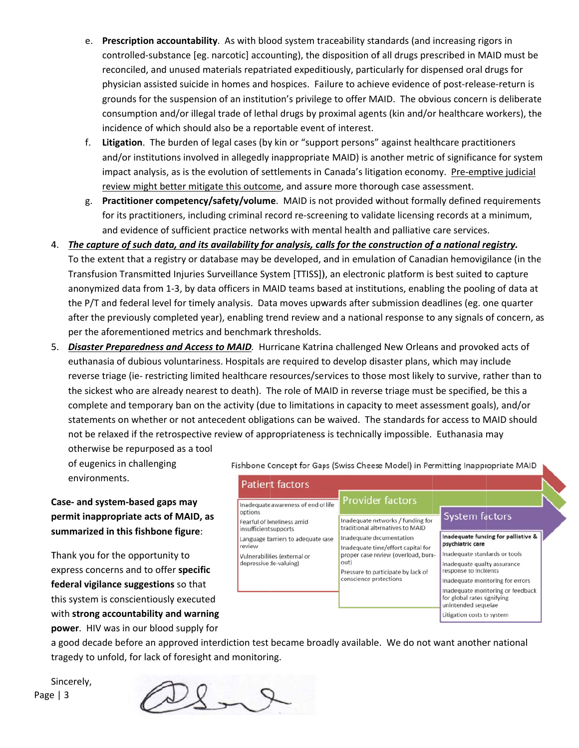e. **Prescription accountability**. As with blood system traceability standards (and increasing rigors in controlled-substance [eg. narcotic] accounting), the disposition of all drugs prescribed in MAID must be reconciled, and unused materials repatriated expeditiously, particularly for dispensed oral drugs for physician assisted suicide in homes and hospices. Failure to achieve evidence of post-release-return is grounds for the suspension of an institution's privilege to offer MAID. The obvious concern is deliberate consumption and/or illegal trade of lethal drugs by proximal agents (kin and/or healthcare workers), the incidence of which should also be a reportable event of interest.

f. **Litigation**. The burden of legal cases (by kin or "support persons" against healthcare practitioners and/or institutions involved in allegedly inappropriate MAID) is another metric of significance for system impact analysis, as is the evolution of settlements in Canada's litigation economy. Pre-emptive judicial review might better mitigate this outcome, and assure more thorough case assessment.

g. **Practitioner competency/safety/volume**. MAID is not provided without formally defined requirements for its practitioners, including criminal record re-screening to validate licensing records at a minimum, and evidence of sufficient practice networks with mental health and palliative care services.

4. ***The capture of such data, and its availability for analysis, calls for the construction of a national registry.*** To the extent that a registry or database may be developed, and in emulation of Canadian hemovigilance (in the Transfusion Transmitted Injuries Surveillance System [TTISS]), an electronic platform is best suited to capture anonymized data from 1-3, by data officers in MAID teams based at institutions, enabling the pooling of data at the P/T and federal level for timely analysis. Data moves upwards after submission deadlines (eg. one quarter after the previously completed year), enabling trend review and a national response to any signals of concern, as per the aforementioned metrics and benchmark thresholds.

5. ***Disaster Preparedness and Access to MAID***. Hurricane Katrina challenged New Orleans and provoked acts of euthanasia of dubious voluntariness. Hospitals are required to develop disaster plans, which may include reverse triage (ie- restricting limited healthcare resources/services to those most likely to survive, rather than to the sickest who are already nearest to death). The role of MAID in reverse triage must be specified, be this a complete and temporary ban on the activity (due to limitations in capacity to meet assessment goals), and/or statements on whether or not antecedent obligations can be waived. The standards for access to MAID should not be relaxed if the retrospective review of appropriateness is technically impossible. Euthanasia may otherwise be repurposed as a tool of eugenics in challenging environments.

**Case- and system-based gaps may permit inappropriate acts of MAID, as summarized in this fishbone figure**:

Fishbone Concept for Gaps (Swiss Cheese Model) in Permitting Inappropriate MAID

Patient factors
Inadequate awareness of end of life options
Fearful of loneliness amid insufficient supports
Language barriers to adequate case review
Vulnerabilities (external or depressive de-valuing)

Provider factors
Inadequate networks / funding for traditional alternatives to MAID
Inadequate documentation
Inadequate time/effort capital for proper case review (overload, burn-out)
Pressure to participate by lack of conscience protections

System factors
Inadequate funding for palliative & psychiatric care
Inadequate standards or tools
Inadequate quality assurance response to incidents
Inadequate monitoring for errors
Inadequate monitoring or feedback for global rates signifying unintended sequelae
Litigation costs to system

Thank you for the opportunity to express concerns and to offer **specific federal vigilance suggestions** so that this system is conscientiously executed with **strong accountability and warning power**. HIV was in our blood supply for a good decade before an approved interdiction test became broadly available. We do not want another national tragedy to unfold, for lack of foresight and monitoring.

Sincerely,